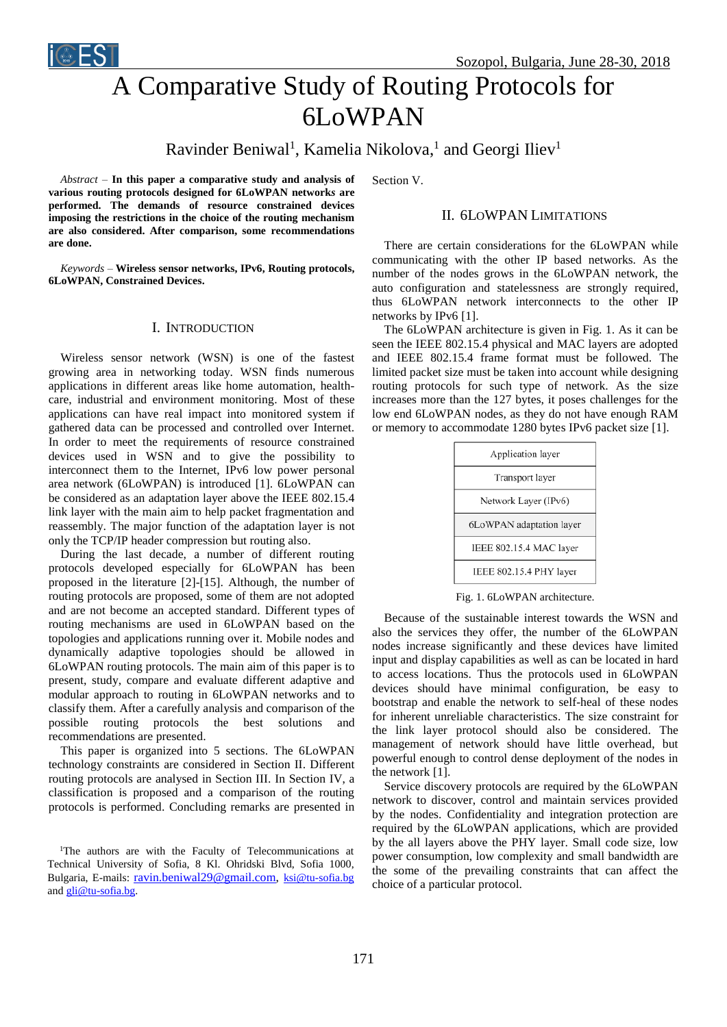# A Comparative Study of Routing Protocols for 6LoWPAN

Ravinder Beniwal[1], Kamelia Nikolova,[1] and Georgi Iliev[1]

*Abstract* – **In this paper a comparative study and analysis of various routing protocols designed for 6LoWPAN networks are performed. The demands of resource constrained devices imposing the restrictions in the choice of the routing mechanism are also considered. After comparison, some recommendations are done.**

*Keywords* – **Wireless sensor networks, IPv6, Routing protocols, 6LoWPAN, Constrained Devices.**

## I. Introduction

Wireless sensor network (WSN) is one of the fastest growing area in networking today. WSN finds numerous applications in different areas like home automation, health-care, industrial and environment monitoring. Most of these applications can have real impact into monitored system if gathered data can be processed and controlled over Internet. In order to meet the requirements of resource constrained devices used in WSN and to give the possibility to interconnect them to the Internet, IPv6 low power personal area network (6LoWPAN) is introduced [1]. 6LoWPAN can be considered as an adaptation layer above the IEEE 802.15.4 link layer with the main aim to help packet fragmentation and reassembly. The major function of the adaptation layer is not only the TCP/IP header compression but routing also.

During the last decade, a number of different routing protocols developed especially for 6LoWPAN has been proposed in the literature [2]-[15]. Although, the number of routing protocols are proposed, some of them are not adopted and are not become an accepted standard. Different types of routing mechanisms are used in 6LoWPAN based on the topologies and applications running over it. Mobile nodes and dynamically adaptive topologies should be allowed in 6LoWPAN routing protocols. The main aim of this paper is to present, study, compare and evaluate different adaptive and modular approach to routing in 6LoWPAN networks and to classify them. After a carefully analysis and comparison of the possible routing protocols the best solutions and recommendations are presented.

This paper is organized into 5 sections. The 6LoWPAN technology constraints are considered in Section II. Different routing protocols are analysed in Section III. In Section IV, a classification is proposed and a comparison of the routing protocols is performed. Concluding remarks are presented in Section V.

[1]The authors are with the Faculty of Telecommunications at Technical University of Sofia, 8 Kl. Ohridski Blvd, Sofia 1000, Bulgaria, E-mails: ravin.beniwal29@gmail.com, ksi@tu-sofia.bg and gli@tu-sofia.bg.

## II. 6LoWPAN Limitations

There are certain considerations for the 6LoWPAN while communicating with the other IP based networks. As the number of the nodes grows in the 6LoWPAN network, the auto configuration and statelessness are strongly required, thus 6LoWPAN network interconnects to the other IP networks by IPv6 [1].

The 6LoWPAN architecture is given in Fig. 1. As it can be seen the IEEE 802.15.4 physical and MAC layers are adopted and IEEE 802.15.4 frame format must be followed. The limited packet size must be taken into account while designing routing protocols for such type of network. As the size increases more than the 127 bytes, it poses challenges for the low end 6LoWPAN nodes, as they do not have enough RAM or memory to accommodate 1280 bytes IPv6 packet size [1].

| Application layer |
|---|
| Transport layer |
| Network Layer (IPv6) |
| 6LoWPAN adaptation layer |
| IEEE 802.15.4 MAC layer |
| IEEE 802.15.4 PHY layer |

Fig. 1. 6LoWPAN architecture.

Because of the sustainable interest towards the WSN and also the services they offer, the number of the 6LoWPAN nodes increase significantly and these devices have limited input and display capabilities as well as can be located in hard to access locations. Thus the protocols used in 6LoWPAN devices should have minimal configuration, be easy to bootstrap and enable the network to self-heal of these nodes for inherent unreliable characteristics. The size constraint for the link layer protocol should also be considered. The management of network should have little overhead, but powerful enough to control dense deployment of the nodes in the network [1].

Service discovery protocols are required by the 6LoWPAN network to discover, control and maintain services provided by the nodes. Confidentiality and integration protection are required by the 6LoWPAN applications, which are provided by the all layers above the PHY layer. Small code size, low power consumption, low complexity and small bandwidth are the some of the prevailing constraints that can affect the choice of a particular protocol.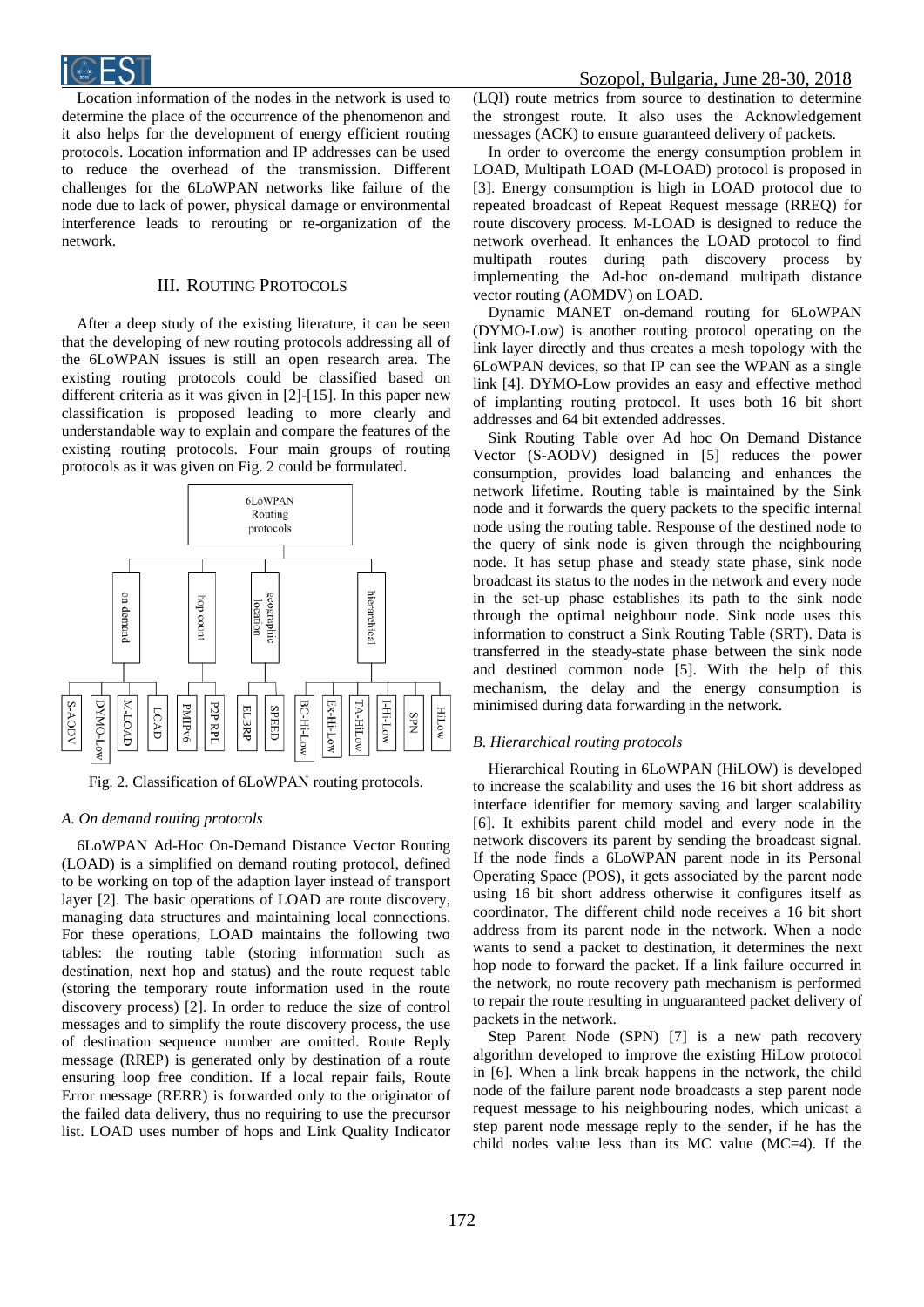Location information of the nodes in the network is used to determine the place of the occurrence of the phenomenon and it also helps for the development of energy efficient routing protocols. Location information and IP addresses can be used to reduce the overhead of the transmission. Different challenges for the 6LoWPAN networks like failure of the node due to lack of power, physical damage or environmental interference leads to rerouting or re-organization of the network.

## III. Routing Protocols

After a deep study of the existing literature, it can be seen that the developing of new routing protocols addressing all of the 6LoWPAN issues is still an open research area. The existing routing protocols could be classified based on different criteria as it was given in [2]-[15]. In this paper new classification is proposed leading to more clearly and understandable way to explain and compare the features of the existing routing protocols. Four main groups of routing protocols as it was given on Fig. 2 could be formulated.

Fig. 2. Classification of 6LoWPAN routing protocols.

### A. On demand routing protocols

6LoWPAN Ad-Hoc On-Demand Distance Vector Routing (LOAD) is a simplified on demand routing protocol, defined to be working on top of the adaption layer instead of transport layer [2]. The basic operations of LOAD are route discovery, managing data structures and maintaining local connections. For these operations, LOAD maintains the following two tables: the routing table (storing information such as destination, next hop and status) and the route request table (storing the temporary route information used in the route discovery process) [2]. In order to reduce the size of control messages and to simplify the route discovery process, the use of destination sequence number are omitted. Route Reply message (RREP) is generated only by destination of a route ensuring loop free condition. If a local repair fails, Route Error message (RERR) is forwarded only to the originator of the failed data delivery, thus no requiring to use the precursor list. LOAD uses number of hops and Link Quality Indicator (LQI) route metrics from source to destination to determine the strongest route. It also uses the Acknowledgement messages (ACK) to ensure guaranteed delivery of packets.

In order to overcome the energy consumption problem in LOAD, Multipath LOAD (M-LOAD) protocol is proposed in [3]. Energy consumption is high in LOAD protocol due to repeated broadcast of Repeat Request message (RREQ) for route discovery process. M-LOAD is designed to reduce the network overhead. It enhances the LOAD protocol to find multipath routes during path discovery process by implementing the Ad-hoc on-demand multipath distance vector routing (AOMDV) on LOAD.

Dynamic MANET on-demand routing for 6LoWPAN (DYMO-Low) is another routing protocol operating on the link layer directly and thus creates a mesh topology with the 6LoWPAN devices, so that IP can see the WPAN as a single link [4]. DYMO-Low provides an easy and effective method of implanting routing protocol. It uses both 16 bit short addresses and 64 bit extended addresses.

Sink Routing Table over Ad hoc On Demand Distance Vector (S-AODV) designed in [5] reduces the power consumption, provides load balancing and enhances the network lifetime. Routing table is maintained by the Sink node and it forwards the query packets to the specific internal node using the routing table. Response of the destined node to the query of sink node is given through the neighbouring node. It has setup phase and steady state phase, sink node broadcast its status to the nodes in the network and every node in the set-up phase establishes its path to the sink node through the optimal neighbour node. Sink node uses this information to construct a Sink Routing Table (SRT). Data is transferred in the steady-state phase between the sink node and destined common node [5]. With the help of this mechanism, the delay and the energy consumption is minimised during data forwarding in the network.

### B. Hierarchical routing protocols

Hierarchical Routing in 6LoWPAN (HiLOW) is developed to increase the scalability and uses the 16 bit short address as interface identifier for memory saving and larger scalability [6]. It exhibits parent child model and every node in the network discovers its parent by sending the broadcast signal. If the node finds a 6LoWPAN parent node in its Personal Operating Space (POS), it gets associated by the parent node using 16 bit short address otherwise it configures itself as coordinator. The different child node receives a 16 bit short address from its parent node in the network. When a node wants to send a packet to destination, it determines the next hop node to forward the packet. If a link failure occurred in the network, no route recovery path mechanism is performed to repair the route resulting in unguaranteed packet delivery of packets in the network.

Step Parent Node (SPN) [7] is a new path recovery algorithm developed to improve the existing HiLow protocol in [6]. When a link break happens in the network, the child node of the failure parent node broadcasts a step parent node request message to his neighbouring nodes, which unicast a step parent node message reply to the sender, if he has the child nodes value less than its MC value (MC=4). If the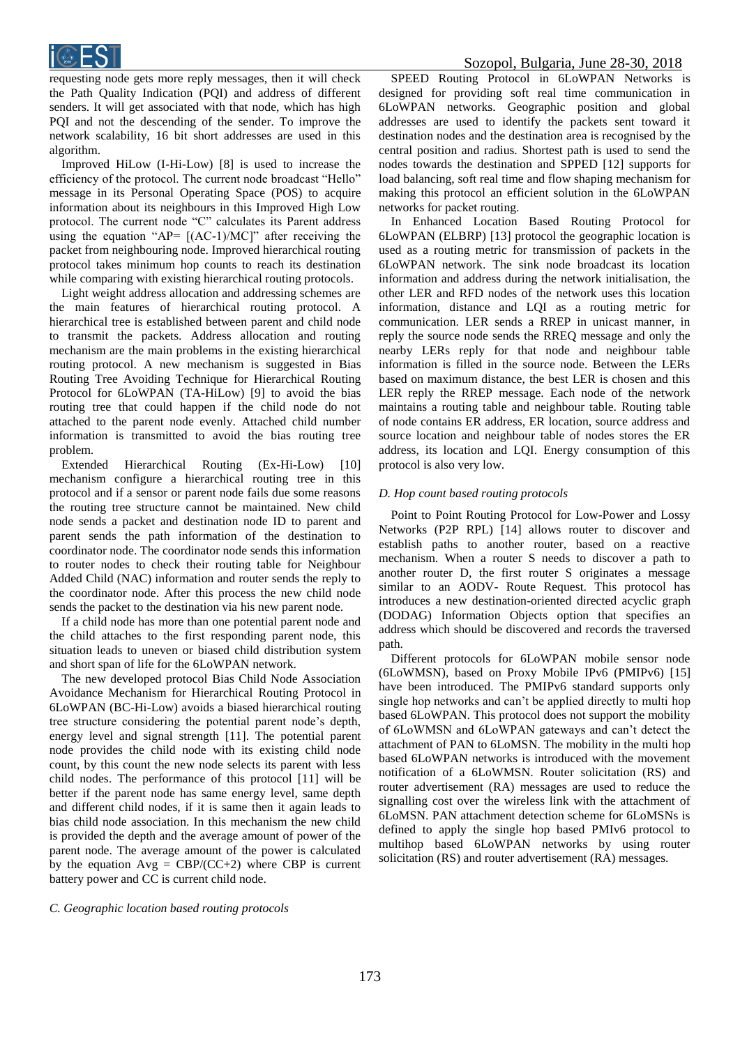requesting node gets more reply messages, then it will check the Path Quality Indication (PQI) and address of different senders. It will get associated with that node, which has high PQI and not the descending of the sender. To improve the network scalability, 16 bit short addresses are used in this algorithm.

Improved HiLow (I-Hi-Low) [8] is used to increase the efficiency of the protocol. The current node broadcast "Hello" message in its Personal Operating Space (POS) to acquire information about its neighbours in this Improved High Low protocol. The current node "C" calculates its Parent address using the equation "AP= [(AC-1)/MC]" after receiving the packet from neighbouring node. Improved hierarchical routing protocol takes minimum hop counts to reach its destination while comparing with existing hierarchical routing protocols.

Light weight address allocation and addressing schemes are the main features of hierarchical routing protocol. A hierarchical tree is established between parent and child node to transmit the packets. Address allocation and routing mechanism are the main problems in the existing hierarchical routing protocol. A new mechanism is suggested in Bias Routing Tree Avoiding Technique for Hierarchical Routing Protocol for 6LoWPAN (TA-HiLow) [9] to avoid the bias routing tree that could happen if the child node do not attached to the parent node evenly. Attached child number information is transmitted to avoid the bias routing tree problem.

Extended Hierarchical Routing (Ex-Hi-Low) [10] mechanism configure a hierarchical routing tree in this protocol and if a sensor or parent node fails due some reasons the routing tree structure cannot be maintained. New child node sends a packet and destination node ID to parent and parent sends the path information of the destination to coordinator node. The coordinator node sends this information to router nodes to check their routing table for Neighbour Added Child (NAC) information and router sends the reply to the coordinator node. After this process the new child node sends the packet to the destination via his new parent node.

If a child node has more than one potential parent node and the child attaches to the first responding parent node, this situation leads to uneven or biased child distribution system and short span of life for the 6LoWPAN network.

The new developed protocol Bias Child Node Association Avoidance Mechanism for Hierarchical Routing Protocol in 6LoWPAN (BC-Hi-Low) avoids a biased hierarchical routing tree structure considering the potential parent node's depth, energy level and signal strength [11]. The potential parent node provides the child node with its existing child node count, by this count the new node selects its parent with less child nodes. The performance of this protocol [11] will be better if the parent node has same energy level, same depth and different child nodes, if it is same then it again leads to bias child node association. In this mechanism the new child is provided the depth and the average amount of power of the parent node. The average amount of the power is calculated by the equation Avg = CBP/(CC+2) where CBP is current battery power and CC is current child node.

*C. Geographic location based routing protocols*

SPEED Routing Protocol in 6LoWPAN Networks is designed for providing soft real time communication in 6LoWPAN networks. Geographic position and global addresses are used to identify the packets sent toward it destination nodes and the destination area is recognised by the central position and radius. Shortest path is used to send the nodes towards the destination and SPPED [12] supports for load balancing, soft real time and flow shaping mechanism for making this protocol an efficient solution in the 6LoWPAN networks for packet routing.

In Enhanced Location Based Routing Protocol for 6LoWPAN (ELBRP) [13] protocol the geographic location is used as a routing metric for transmission of packets in the 6LoWPAN network. The sink node broadcast its location information and address during the network initialisation, the other LER and RFD nodes of the network uses this location information, distance and LQI as a routing metric for communication. LER sends a RREP in unicast manner, in reply the source node sends the RREQ message and only the nearby LERs reply for that node and neighbour table information is filled in the source node. Between the LERs based on maximum distance, the best LER is chosen and this LER reply the RREP message. Each node of the network maintains a routing table and neighbour table. Routing table of node contains ER address, ER location, source address and source location and neighbour table of nodes stores the ER address, its location and LQI. Energy consumption of this protocol is also very low.

*D. Hop count based routing protocols*

Point to Point Routing Protocol for Low-Power and Lossy Networks (P2P RPL) [14] allows router to discover and establish paths to another router, based on a reactive mechanism. When a router S needs to discover a path to another router D, the first router S originates a message similar to an AODV- Route Request. This protocol has introduces a new destination-oriented directed acyclic graph (DODAG) Information Objects option that specifies an address which should be discovered and records the traversed path.

Different protocols for 6LoWPAN mobile sensor node (6LoWMSN), based on Proxy Mobile IPv6 (PMIPv6) [15] have been introduced. The PMIPv6 standard supports only single hop networks and can't be applied directly to multi hop based 6LoWPAN. This protocol does not support the mobility of 6LoWMSN and 6LoWPAN gateways and can't detect the attachment of PAN to 6LoMSN. The mobility in the multi hop based 6LoWPAN networks is introduced with the movement notification of a 6LoWMSN. Router solicitation (RS) and router advertisement (RA) messages are used to reduce the signalling cost over the wireless link with the attachment of 6LoMSN. PAN attachment detection scheme for 6LoMSNs is defined to apply the single hop based PMIv6 protocol to multihop based 6LoWPAN networks by using router solicitation (RS) and router advertisement (RA) messages.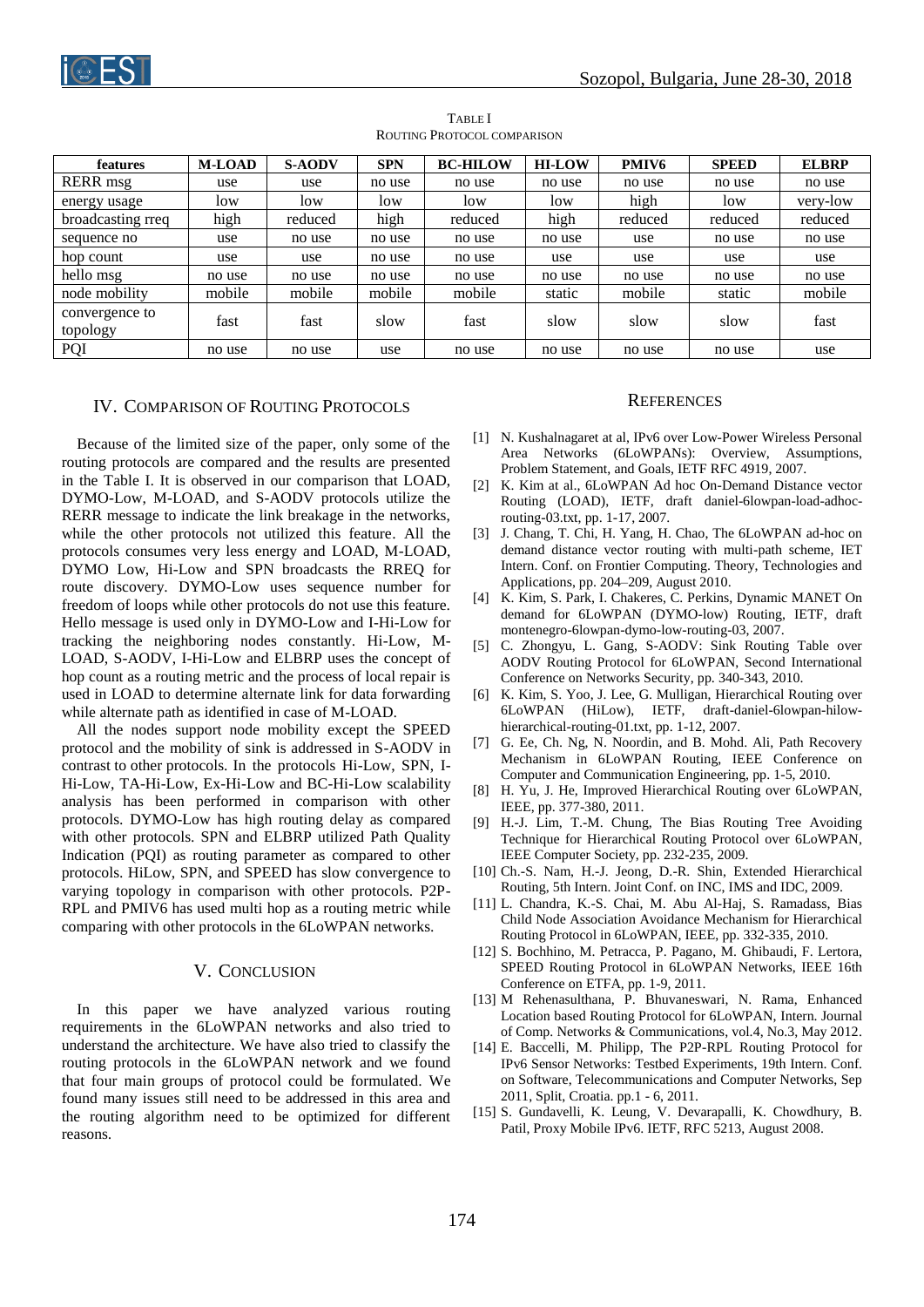TABLE I
ROUTING PROTOCOL COMPARISON

| features | M-LOAD | S-AODV | SPN | BC-HILOW | HI-LOW | PMIV6 | SPEED | ELBRP |
|---|---|---|---|---|---|---|---|---|
| RERR msg | use | use | no use | no use | no use | no use | no use | no use |
| energy usage | low | low | low | low | low | high | low | very-low |
| broadcasting rreq | high | reduced | high | reduced | high | reduced | reduced | reduced |
| sequence no | use | no use | no use | no use | no use | use | no use | no use |
| hop count | use | use | no use | no use | use | use | use | use |
| hello msg | no use | no use | no use | no use | no use | no use | no use | no use |
| node mobility | mobile | mobile | mobile | mobile | static | mobile | static | mobile |
| convergence to topology | fast | fast | slow | fast | slow | slow | slow | fast |
| PQI | no use | no use | use | no use | no use | no use | no use | use |

## IV. COMPARISON OF ROUTING PROTOCOLS

Because of the limited size of the paper, only some of the routing protocols are compared and the results are presented in the Table I. It is observed in our comparison that LOAD, DYMO-Low, M-LOAD, and S-AODV protocols utilize the RERR message to indicate the link breakage in the networks, while the other protocols not utilized this feature. All the protocols consumes very less energy and LOAD, M-LOAD, DYMO Low, Hi-Low and SPN broadcasts the RREQ for route discovery. DYMO-Low uses sequence number for freedom of loops while other protocols do not use this feature. Hello message is used only in DYMO-Low and I-Hi-Low for tracking the neighboring nodes constantly. Hi-Low, M-LOAD, S-AODV, I-Hi-Low and ELBRP uses the concept of hop count as a routing metric and the process of local repair is used in LOAD to determine alternate link for data forwarding while alternate path as identified in case of M-LOAD.

All the nodes support node mobility except the SPEED protocol and the mobility of sink is addressed in S-AODV in contrast to other protocols. In the protocols Hi-Low, SPN, I-Hi-Low, TA-Hi-Low, Ex-Hi-Low and BC-Hi-Low scalability analysis has been performed in comparison with other protocols. DYMO-Low has high routing delay as compared with other protocols. SPN and ELBRP utilized Path Quality Indication (PQI) as routing parameter as compared to other protocols. HiLow, SPN, and SPEED has slow convergence to varying topology in comparison with other protocols. P2P-RPL and PMIV6 has used multi hop as a routing metric while comparing with other protocols in the 6LoWPAN networks.

## V. CONCLUSION

In this paper we have analyzed various routing requirements in the 6LoWPAN networks and also tried to understand the architecture. We have also tried to classify the routing protocols in the 6LoWPAN network and we found that four main groups of protocol could be formulated. We found many issues still need to be addressed in this area and the routing algorithm need to be optimized for different reasons.

## REFERENCES

[1] N. Kushalnagaret at al, IPv6 over Low-Power Wireless Personal Area Networks (6LoWPANs): Overview, Assumptions, Problem Statement, and Goals, IETF RFC 4919, 2007.

[2] K. Kim et al., 6LoWPAN Ad hoc On-Demand Distance vector Routing (LOAD), IETF, draft daniel-6lowpan-load-adhoc-routing-03.txt, pp. 1-17, 2007.

[3] J. Chang, T. Chi, H. Yang, H. Chao, The 6LoWPAN ad-hoc on demand distance vector routing with multi-path scheme, IET Intern. Conf. on Frontier Computing. Theory, Technologies and Applications, pp. 204–209, August 2010.

[4] K. Kim, S. Park, I. Chakeres, C. Perkins, Dynamic MANET On demand for 6LoWPAN (DYMO-low) Routing, IETF, draft montenegro-6lowpan-dymo-low-routing-03, 2007.

[5] C. Zhongyu, L. Gang, S-AODV: Sink Routing Table over AODV Routing Protocol for 6LoWPAN, Second International Conference on Networks Security, pp. 340-343, 2010.

[6] K. Kim, S. Yoo, J. Lee, G. Mulligan, Hierarchical Routing over 6LoWPAN (HiLow), IETF, draft-daniel-6lowpan-hilow-hierarchical-routing-01.txt, pp. 1-12, 2007.

[7] G. Ee, Ch. Ng, N. Noordin, and B. Mohd. Ali, Path Recovery Mechanism in 6LoWPAN Routing, IEEE Conference on Computer and Communication Engineering, pp. 1-5, 2010.

[8] H. Yu, J. He, Improved Hierarchical Routing over 6LoWPAN, IEEE, pp. 377-380, 2011.

[9] H.-J. Lim, T.-M. Chung, The Bias Routing Tree Avoiding Technique for Hierarchical Routing Protocol over 6LoWPAN, IEEE Computer Society, pp. 232-235, 2009.

[10] Ch.-S. Nam, H.-J. Jeong, D.-R. Shin, Extended Hierarchical Routing, 5th Intern. Joint Conf. on INC, IMS and IDC, 2009.

[11] L. Chandra, K.-S. Chai, M. Abu Al-Haj, S. Ramadass, Bias Child Node Association Avoidance Mechanism for Hierarchical Routing Protocol in 6LoWPAN, IEEE, pp. 332-335, 2010.

[12] S. Bochhino, M. Petracca, P. Pagano, M. Ghibaudi, F. Lertora, SPEED Routing Protocol in 6LoWPAN Networks, IEEE 16th Conference on ETFA, pp. 1-9, 2011.

[13] M Rehenasulthana, P. Bhuvaneswari, N. Rama, Enhanced Location based Routing Protocol for 6LoWPAN, Intern. Journal of Comp. Networks & Communications, vol.4, No.3, May 2012.

[14] E. Baccelli, M. Philipp, The P2P-RPL Routing Protocol for IPv6 Sensor Networks: Testbed Experiments, 19th Intern. Conf. on Software, Telecommunications and Computer Networks, Sep 2011, Split, Croatia. pp.1 - 6, 2011.

[15] S. Gundavelli, K. Leung, V. Devarapalli, K. Chowdhury, B. Patil, Proxy Mobile IPv6. IETF, RFC 5213, August 2008.